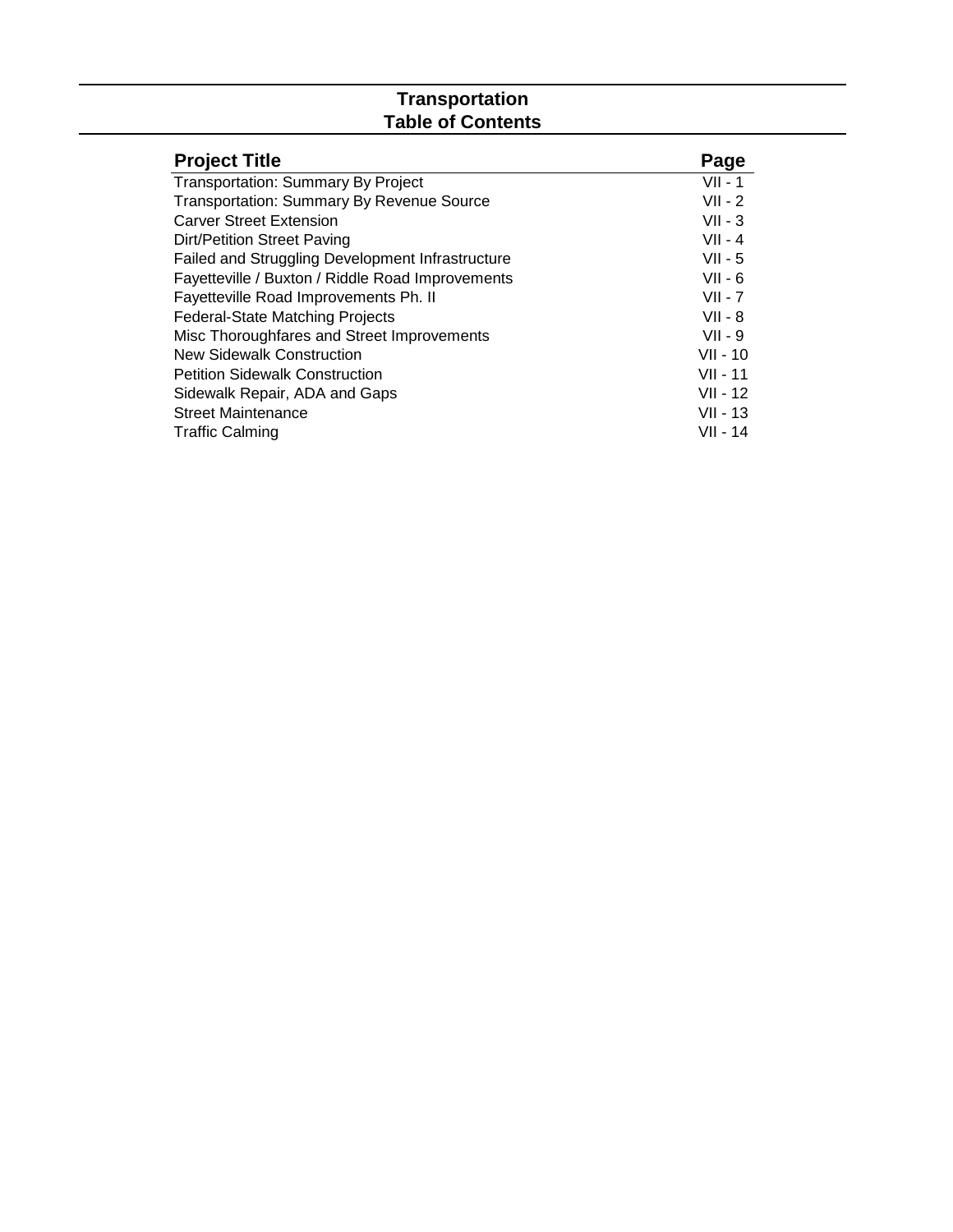# Transportation
## Table of Contents

| Project Title | Page |
|---|---|
| Transportation: Summary By Project | VII - 1 |
| Transportation: Summary By Revenue Source | VII - 2 |
| Carver Street Extension | VII - 3 |
| Dirt/Petition Street Paving | VII - 4 |
| Failed and Struggling Development Infrastructure | VII - 5 |
| Fayetteville / Buxton / Riddle Road Improvements | VII - 6 |
| Fayetteville Road Improvements Ph. II | VII - 7 |
| Federal-State Matching Projects | VII - 8 |
| Misc Thoroughfares and Street Improvements | VII - 9 |
| New Sidewalk Construction | VII - 10 |
| Petition Sidewalk Construction | VII - 11 |
| Sidewalk Repair, ADA and Gaps | VII - 12 |
| Street Maintenance | VII - 13 |
| Traffic Calming | VII - 14 |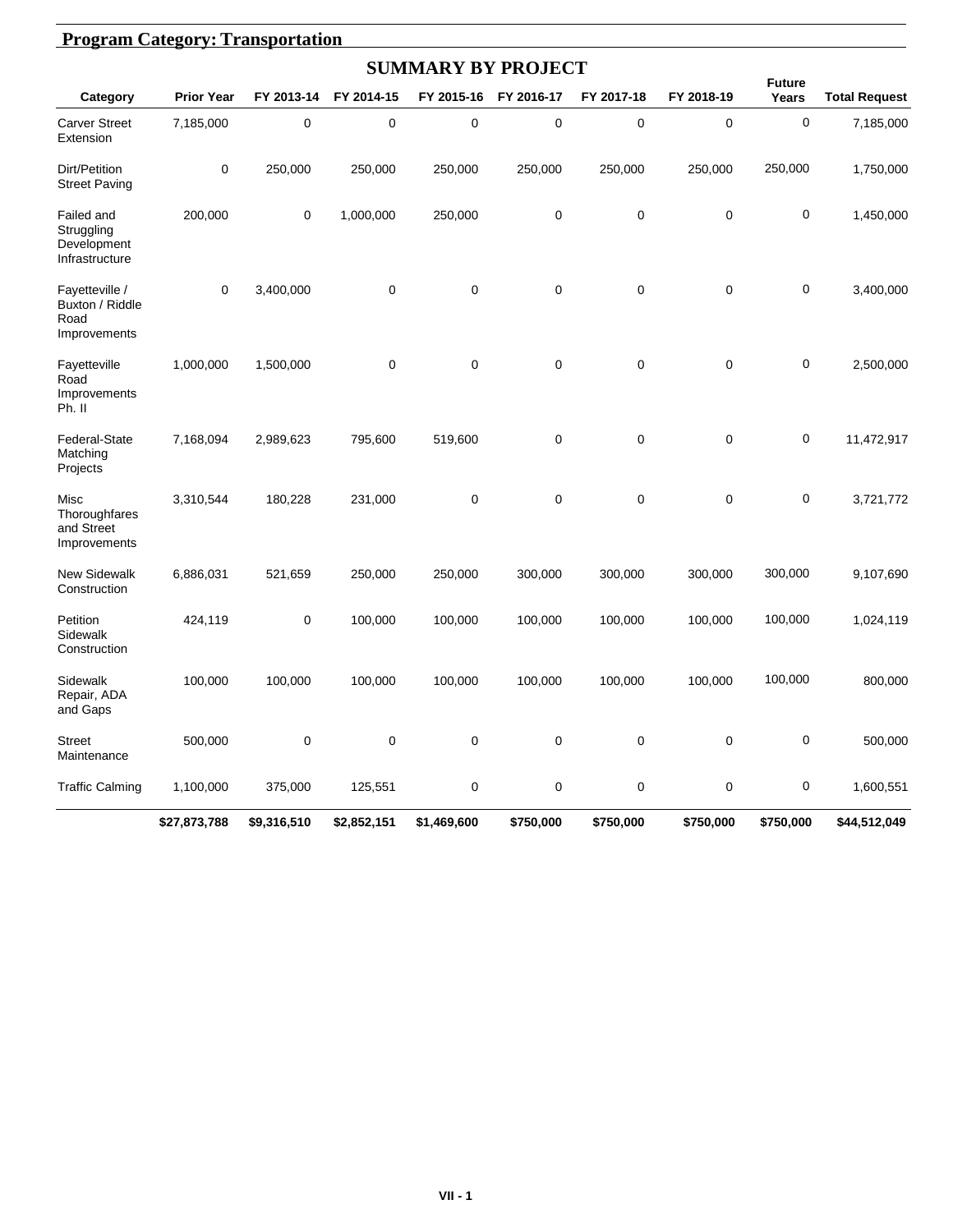## Program Category: Transportation

### SUMMARY BY PROJECT

| Category | Prior Year | FY 2013-14 | FY 2014-15 | FY 2015-16 | FY 2016-17 | FY 2017-18 | FY 2018-19 | Future Years | Total Request |
|---|---|---|---|---|---|---|---|---|---|
| Carver Street Extension | 7,185,000 | 0 | 0 | 0 | 0 | 0 | 0 | 0 | 7,185,000 |
| Dirt/Petition Street Paving | 0 | 250,000 | 250,000 | 250,000 | 250,000 | 250,000 | 250,000 | 250,000 | 1,750,000 |
| Failed and Struggling Development Infrastructure | 200,000 | 0 | 1,000,000 | 250,000 | 0 | 0 | 0 | 0 | 1,450,000 |
| Fayetteville / Buxton / Riddle Road Improvements | 0 | 3,400,000 | 0 | 0 | 0 | 0 | 0 | 0 | 3,400,000 |
| Fayetteville Road Improvements Ph. II | 1,000,000 | 1,500,000 | 0 | 0 | 0 | 0 | 0 | 0 | 2,500,000 |
| Federal-State Matching Projects | 7,168,094 | 2,989,623 | 795,600 | 519,600 | 0 | 0 | 0 | 0 | 11,472,917 |
| Misc Thoroughfares and Street Improvements | 3,310,544 | 180,228 | 231,000 | 0 | 0 | 0 | 0 | 0 | 3,721,772 |
| New Sidewalk Construction | 6,886,031 | 521,659 | 250,000 | 250,000 | 300,000 | 300,000 | 300,000 | 300,000 | 9,107,690 |
| Petition Sidewalk Construction | 424,119 | 0 | 100,000 | 100,000 | 100,000 | 100,000 | 100,000 | 100,000 | 1,024,119 |
| Sidewalk Repair, ADA and Gaps | 100,000 | 100,000 | 100,000 | 100,000 | 100,000 | 100,000 | 100,000 | 100,000 | 800,000 |
| Street Maintenance | 500,000 | 0 | 0 | 0 | 0 | 0 | 0 | 0 | 500,000 |
| Traffic Calming | 1,100,000 | 375,000 | 125,551 | 0 | 0 | 0 | 0 | 0 | 1,600,551 |
| | **$27,873,788** | **$9,316,510** | **$2,852,151** | **$1,469,600** | **$750,000** | **$750,000** | **$750,000** | **$750,000** | **$44,512,049** |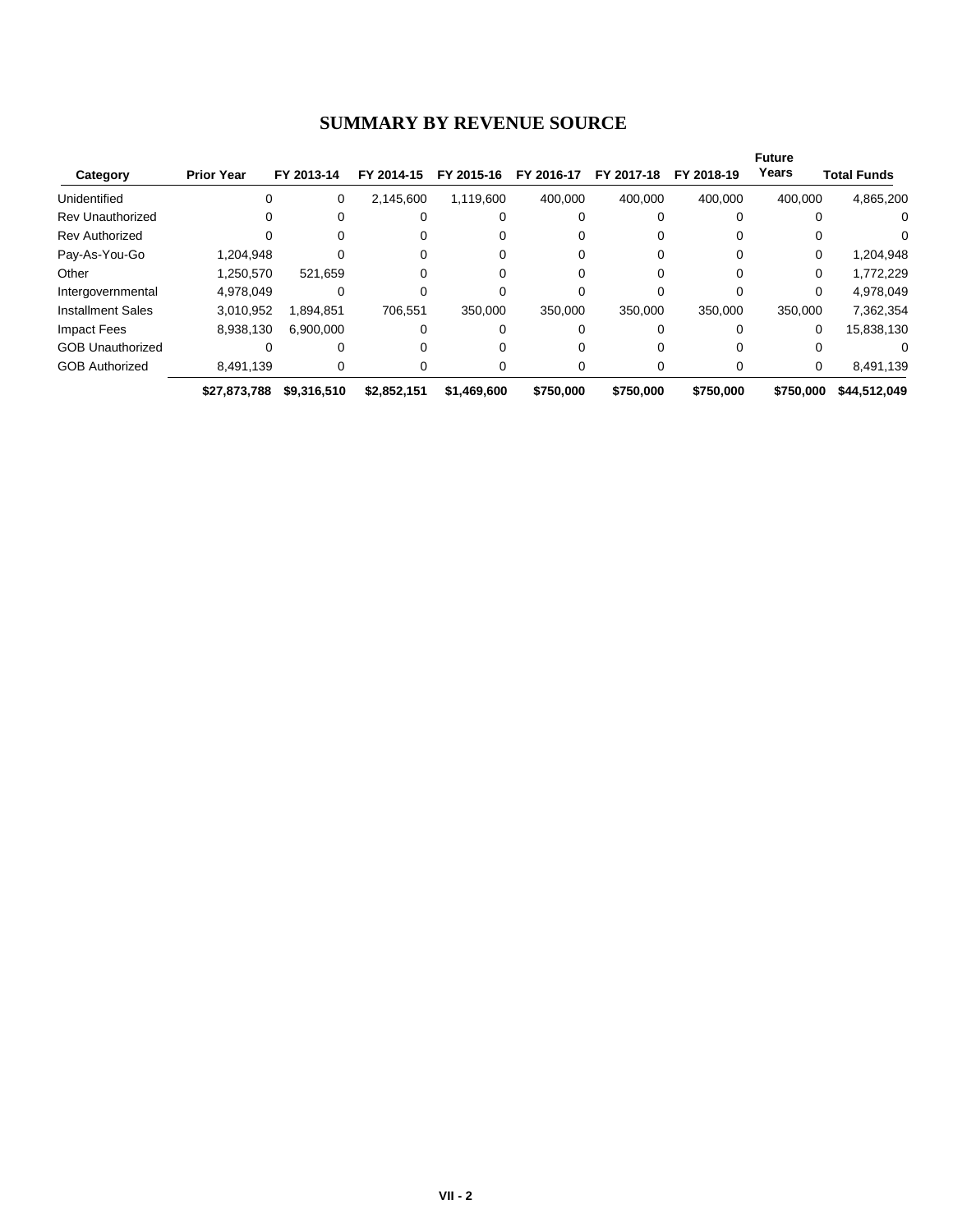# SUMMARY BY REVENUE SOURCE

| Category | Prior Year | FY 2013-14 | FY 2014-15 | FY 2015-16 | FY 2016-17 | FY 2017-18 | FY 2018-19 | Future Years | Total Funds |
|---|---|---|---|---|---|---|---|---|---|
| Unidentified | 0 | 0 | 2,145,600 | 1,119,600 | 400,000 | 400,000 | 400,000 | 400,000 | 4,865,200 |
| Rev Unauthorized | 0 | 0 | 0 | 0 | 0 | 0 | 0 | 0 | 0 |
| Rev Authorized | 0 | 0 | 0 | 0 | 0 | 0 | 0 | 0 | 0 |
| Pay-As-You-Go | 1,204,948 | 0 | 0 | 0 | 0 | 0 | 0 | 0 | 1,204,948 |
| Other | 1,250,570 | 521,659 | 0 | 0 | 0 | 0 | 0 | 0 | 1,772,229 |
| Intergovernmental | 4,978,049 | 0 | 0 | 0 | 0 | 0 | 0 | 0 | 4,978,049 |
| Installment Sales | 3,010,952 | 1,894,851 | 706,551 | 350,000 | 350,000 | 350,000 | 350,000 | 350,000 | 7,362,354 |
| Impact Fees | 8,938,130 | 6,900,000 | 0 | 0 | 0 | 0 | 0 | 0 | 15,838,130 |
| GOB Unauthorized | 0 | 0 | 0 | 0 | 0 | 0 | 0 | 0 | 0 |
| GOB Authorized | 8,491,139 | 0 | 0 | 0 | 0 | 0 | 0 | 0 | 8,491,139 |
| | **$27,873,788** | **$9,316,510** | **$2,852,151** | **$1,469,600** | **$750,000** | **$750,000** | **$750,000** | **$750,000** | **$44,512,049** |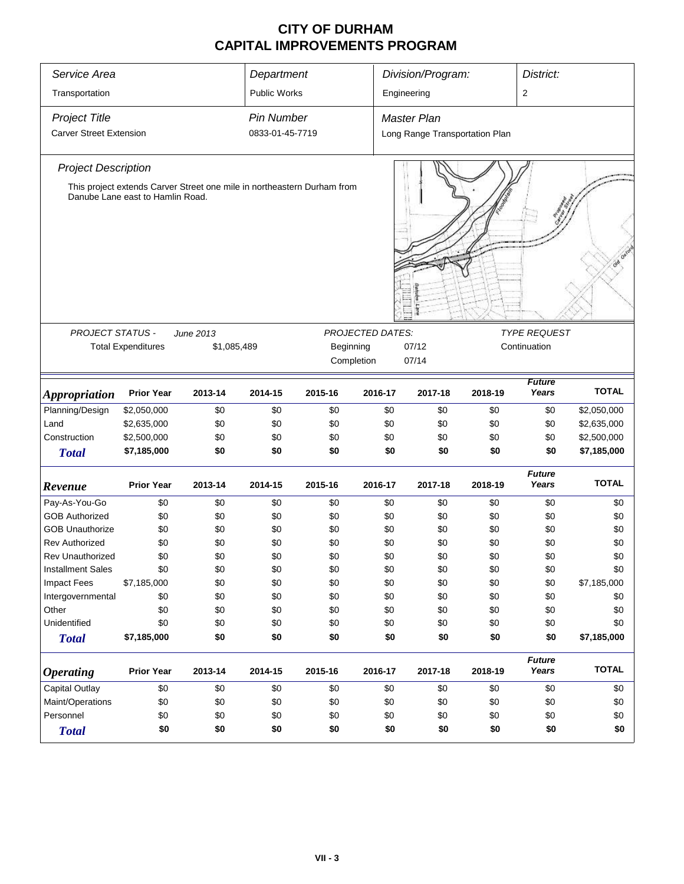# CITY OF DURHAM
## CAPITAL IMPROVEMENTS PROGRAM

| *Service Area* | *Department* | *Division/Program:* | *District:* |
|---|---|---|---|
| Transportation | Public Works | Engineering | 2 |

| *Project Title* | *Pin Number* | *Master Plan* |
|---|---|---|
| Carver Street Extension | 0833-01-45-7719 | Long Range Transportation Plan |

*Project Description*

This project extends Carver Street one mile in northeastern Durham from Danube Lane east to Hamlin Road.

| *PROJECT STATUS -* | *June 2013* | *PROJECTED DATES:* | | *TYPE REQUEST* |
|---|---|---|---|---|
| Total Expenditures | $1,085,489 | Beginning | 07/12 | Continuation |
| | | Completion | 07/14 | |

| *Appropriation* | Prior Year | 2013-14 | 2014-15 | 2015-16 | 2016-17 | 2017-18 | 2018-19 | *Future Years* | TOTAL |
|---|---|---|---|---|---|---|---|---|---|
| Planning/Design | $2,050,000 | $0 | $0 | $0 | $0 | $0 | $0 | $0 | $2,050,000 |
| Land | $2,635,000 | $0 | $0 | $0 | $0 | $0 | $0 | $0 | $2,635,000 |
| Construction | $2,500,000 | $0 | $0 | $0 | $0 | $0 | $0 | $0 | $2,500,000 |
| ***Total*** | **$7,185,000** | **$0** | **$0** | **$0** | **$0** | **$0** | **$0** | **$0** | **$7,185,000** |

| *Revenue* | Prior Year | 2013-14 | 2014-15 | 2015-16 | 2016-17 | 2017-18 | 2018-19 | *Future Years* | TOTAL |
|---|---|---|---|---|---|---|---|---|---|
| Pay-As-You-Go | $0 | $0 | $0 | $0 | $0 | $0 | $0 | $0 | $0 |
| GOB Authorized | $0 | $0 | $0 | $0 | $0 | $0 | $0 | $0 | $0 |
| GOB Unauthorize | $0 | $0 | $0 | $0 | $0 | $0 | $0 | $0 | $0 |
| Rev Authorized | $0 | $0 | $0 | $0 | $0 | $0 | $0 | $0 | $0 |
| Rev Unauthorized | $0 | $0 | $0 | $0 | $0 | $0 | $0 | $0 | $0 |
| Installment Sales | $0 | $0 | $0 | $0 | $0 | $0 | $0 | $0 | $0 |
| Impact Fees | $7,185,000 | $0 | $0 | $0 | $0 | $0 | $0 | $0 | $7,185,000 |
| Intergovernmental | $0 | $0 | $0 | $0 | $0 | $0 | $0 | $0 | $0 |
| Other | $0 | $0 | $0 | $0 | $0 | $0 | $0 | $0 | $0 |
| Unidentified | $0 | $0 | $0 | $0 | $0 | $0 | $0 | $0 | $0 |
| ***Total*** | **$7,185,000** | **$0** | **$0** | **$0** | **$0** | **$0** | **$0** | **$0** | **$7,185,000** |

| *Operating* | Prior Year | 2013-14 | 2014-15 | 2015-16 | 2016-17 | 2017-18 | 2018-19 | *Future Years* | TOTAL |
|---|---|---|---|---|---|---|---|---|---|
| Capital Outlay | $0 | $0 | $0 | $0 | $0 | $0 | $0 | $0 | $0 |
| Maint/Operations | $0 | $0 | $0 | $0 | $0 | $0 | $0 | $0 | $0 |
| Personnel | $0 | $0 | $0 | $0 | $0 | $0 | $0 | $0 | $0 |
| ***Total*** | **$0** | **$0** | **$0** | **$0** | **$0** | **$0** | **$0** | **$0** | **$0** |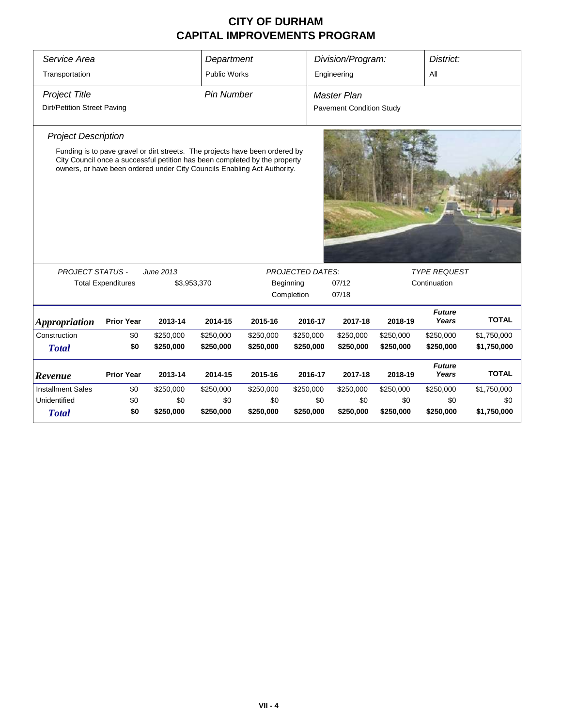# CITY OF DURHAM
# CAPITAL IMPROVEMENTS PROGRAM

| *Service Area* | *Department* | *Division/Program:* | *District:* |
|---|---|---|---|
| Transportation | Public Works | Engineering | All |

| *Project Title* | *Pin Number* | *Master Plan* |
|---|---|---|
| Dirt/Petition Street Paving | | Pavement Condition Study |

*Project Description*

Funding is to pave gravel or dirt streets. The projects have been ordered by City Council once a successful petition has been completed by the property owners, or have been ordered under City Councils Enabling Act Authority.

| *PROJECT STATUS -* | *June 2013* | *PROJECTED DATES:* | | *TYPE REQUEST* |
|---|---|---|---|---|
| Total Expenditures | $3,953,370 | Beginning | 07/12 | Continuation |
| | | Completion | 07/18 | |

| *Appropriation* | Prior Year | 2013-14 | 2014-15 | 2015-16 | 2016-17 | 2017-18 | 2018-19 | *Future Years* | TOTAL |
|---|---|---|---|---|---|---|---|---|---|
| Construction | $0 | $250,000 | $250,000 | $250,000 | $250,000 | $250,000 | $250,000 | $250,000 | $1,750,000 |
| ***Total*** | **$0** | **$250,000** | **$250,000** | **$250,000** | **$250,000** | **$250,000** | **$250,000** | **$250,000** | **$1,750,000** |

| *Revenue* | Prior Year | 2013-14 | 2014-15 | 2015-16 | 2016-17 | 2017-18 | 2018-19 | *Future Years* | TOTAL |
|---|---|---|---|---|---|---|---|---|---|
| Installment Sales | $0 | $250,000 | $250,000 | $250,000 | $250,000 | $250,000 | $250,000 | $250,000 | $1,750,000 |
| Unidentified | $0 | $0 | $0 | $0 | $0 | $0 | $0 | $0 | $0 |
| ***Total*** | **$0** | **$250,000** | **$250,000** | **$250,000** | **$250,000** | **$250,000** | **$250,000** | **$250,000** | **$1,750,000** |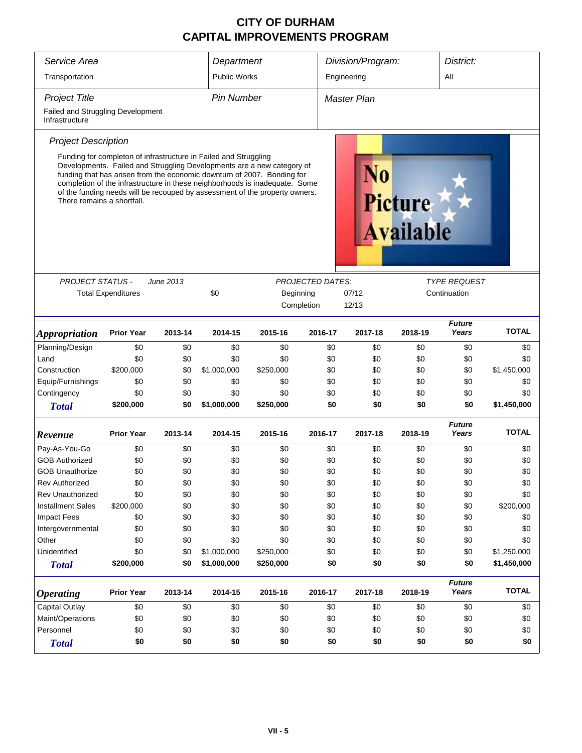# CITY OF DURHAM
# CAPITAL IMPROVEMENTS PROGRAM

| *Service Area* | *Department* | *Division/Program:* | *District:* |
|---|---|---|---|
| Transportation | Public Works | Engineering | All |

| *Project Title* | *Pin Number* | *Master Plan* |
|---|---|---|
| Failed and Struggling Development Infrastructure | | |

### *Project Description*

Funding for completon of infrastructure in Failed and Struggling Developments. Failed and Struggling Developments are a new category of funding that has arisen from the economic downturn of 2007. Bonding for completion of the infrastructure in these neighborhoods is inadequate. Some of the funding needs will be recouped by assessment of the property owners. There remains a shortfall.

| *PROJECT STATUS -* | *June 2013* | *PROJECTED DATES:* | | *TYPE REQUEST* |
|---|---|---|---|---|
| Total Expenditures | $0 | Beginning | 07/12 | Continuation |
| | | Completion | 12/13 | |

| *Appropriation* | Prior Year | 2013-14 | 2014-15 | 2015-16 | 2016-17 | 2017-18 | 2018-19 | *Future Years* | TOTAL |
|---|---|---|---|---|---|---|---|---|---|
| Planning/Design | $0 | $0 | $0 | $0 | $0 | $0 | $0 | $0 | $0 |
| Land | $0 | $0 | $0 | $0 | $0 | $0 | $0 | $0 | $0 |
| Construction | $200,000 | $0 | $1,000,000 | $250,000 | $0 | $0 | $0 | $0 | $1,450,000 |
| Equip/Furnishings | $0 | $0 | $0 | $0 | $0 | $0 | $0 | $0 | $0 |
| Contingency | $0 | $0 | $0 | $0 | $0 | $0 | $0 | $0 | $0 |
| ***Total*** | **$200,000** | **$0** | **$1,000,000** | **$250,000** | **$0** | **$0** | **$0** | **$0** | **$1,450,000** |

| *Revenue* | Prior Year | 2013-14 | 2014-15 | 2015-16 | 2016-17 | 2017-18 | 2018-19 | *Future Years* | TOTAL |
|---|---|---|---|---|---|---|---|---|---|
| Pay-As-You-Go | $0 | $0 | $0 | $0 | $0 | $0 | $0 | $0 | $0 |
| GOB Authorized | $0 | $0 | $0 | $0 | $0 | $0 | $0 | $0 | $0 |
| GOB Unauthorize | $0 | $0 | $0 | $0 | $0 | $0 | $0 | $0 | $0 |
| Rev Authorized | $0 | $0 | $0 | $0 | $0 | $0 | $0 | $0 | $0 |
| Rev Unauthorized | $0 | $0 | $0 | $0 | $0 | $0 | $0 | $0 | $0 |
| Installment Sales | $200,000 | $0 | $0 | $0 | $0 | $0 | $0 | $0 | $200,000 |
| Impact Fees | $0 | $0 | $0 | $0 | $0 | $0 | $0 | $0 | $0 |
| Intergovernmental | $0 | $0 | $0 | $0 | $0 | $0 | $0 | $0 | $0 |
| Other | $0 | $0 | $0 | $0 | $0 | $0 | $0 | $0 | $0 |
| Unidentified | $0 | $0 | $1,000,000 | $250,000 | $0 | $0 | $0 | $0 | $1,250,000 |
| ***Total*** | **$200,000** | **$0** | **$1,000,000** | **$250,000** | **$0** | **$0** | **$0** | **$0** | **$1,450,000** |

| *Operating* | Prior Year | 2013-14 | 2014-15 | 2015-16 | 2016-17 | 2017-18 | 2018-19 | *Future Years* | TOTAL |
|---|---|---|---|---|---|---|---|---|---|
| Capital Outlay | $0 | $0 | $0 | $0 | $0 | $0 | $0 | $0 | $0 |
| Maint/Operations | $0 | $0 | $0 | $0 | $0 | $0 | $0 | $0 | $0 |
| Personnel | $0 | $0 | $0 | $0 | $0 | $0 | $0 | $0 | $0 |
| ***Total*** | **$0** | **$0** | **$0** | **$0** | **$0** | **$0** | **$0** | **$0** | **$0** |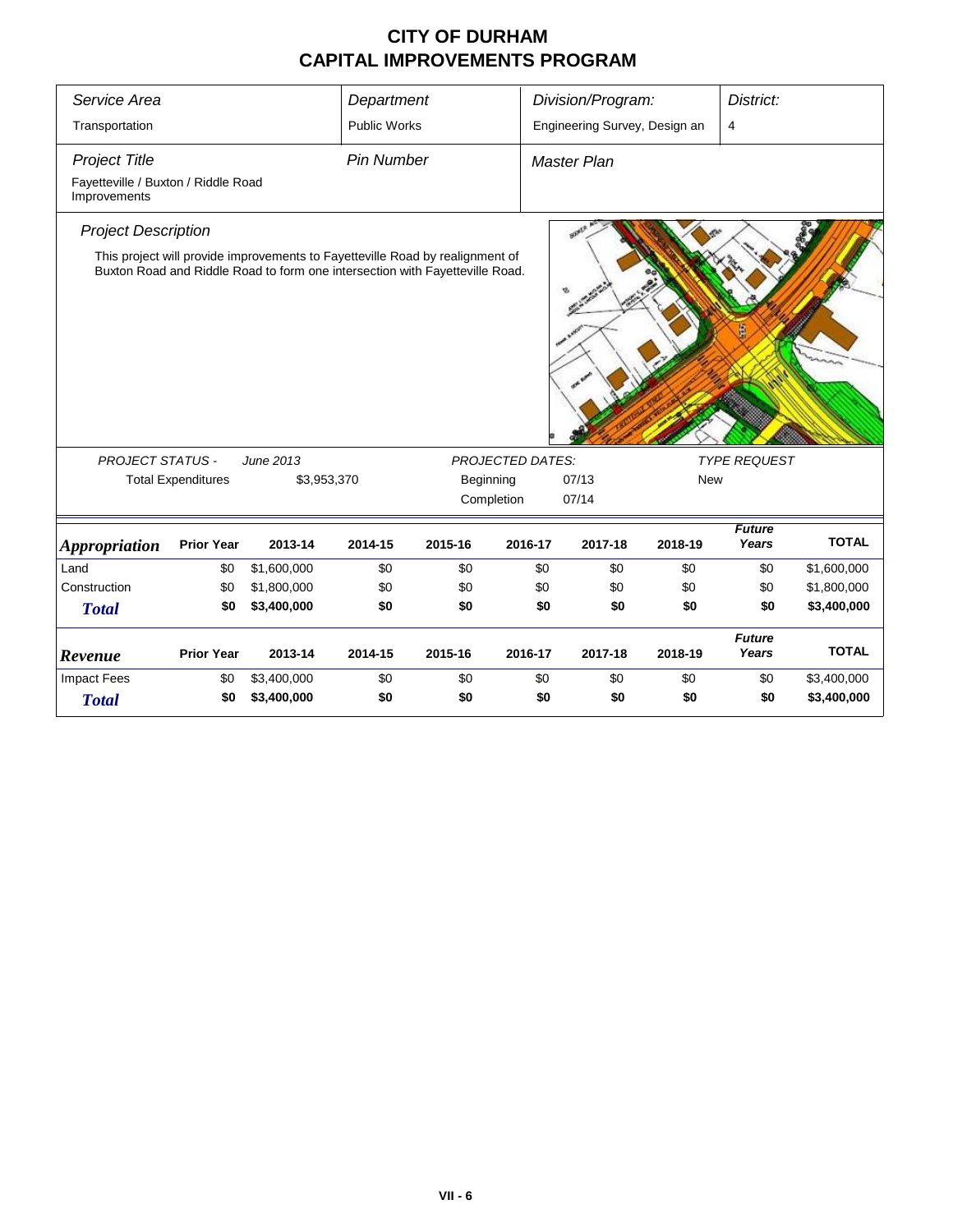# CITY OF DURHAM
# CAPITAL IMPROVEMENTS PROGRAM

| *Service Area* | *Department* | *Division/Program:* | *District:* |
|---|---|---|---|
| Transportation | Public Works | Engineering Survey, Design an | 4 |

| *Project Title* | *Pin Number* | *Master Plan* |
|---|---|---|
| Fayetteville / Buxton / Riddle Road Improvements | | |

*Project Description*

This project will provide improvements to Fayetteville Road by realignment of Buxton Road and Riddle Road to form one intersection with Fayetteville Road.

| *PROJECT STATUS -* | *June 2013* | *PROJECTED DATES:* | | *TYPE REQUEST* |
|---|---|---|---|---|
| Total Expenditures | $3,953,370 | Beginning | 07/13 | New |
| | | Completion | 07/14 | |

| ***Appropriation*** | **Prior Year** | **2013-14** | **2014-15** | **2015-16** | **2016-17** | **2017-18** | **2018-19** | ***Future Years*** | **TOTAL** |
|---|---|---|---|---|---|---|---|---|---|
| Land | $0 | $1,600,000 | $0 | $0 | $0 | $0 | $0 | $0 | $1,600,000 |
| Construction | $0 | $1,800,000 | $0 | $0 | $0 | $0 | $0 | $0 | $1,800,000 |
| ***Total*** | **$0** | **$3,400,000** | **$0** | **$0** | **$0** | **$0** | **$0** | **$0** | **$3,400,000** |

| ***Revenue*** | **Prior Year** | **2013-14** | **2014-15** | **2015-16** | **2016-17** | **2017-18** | **2018-19** | ***Future Years*** | **TOTAL** |
|---|---|---|---|---|---|---|---|---|---|
| Impact Fees | $0 | $3,400,000 | $0 | $0 | $0 | $0 | $0 | $0 | $3,400,000 |
| ***Total*** | **$0** | **$3,400,000** | **$0** | **$0** | **$0** | **$0** | **$0** | **$0** | **$3,400,000** |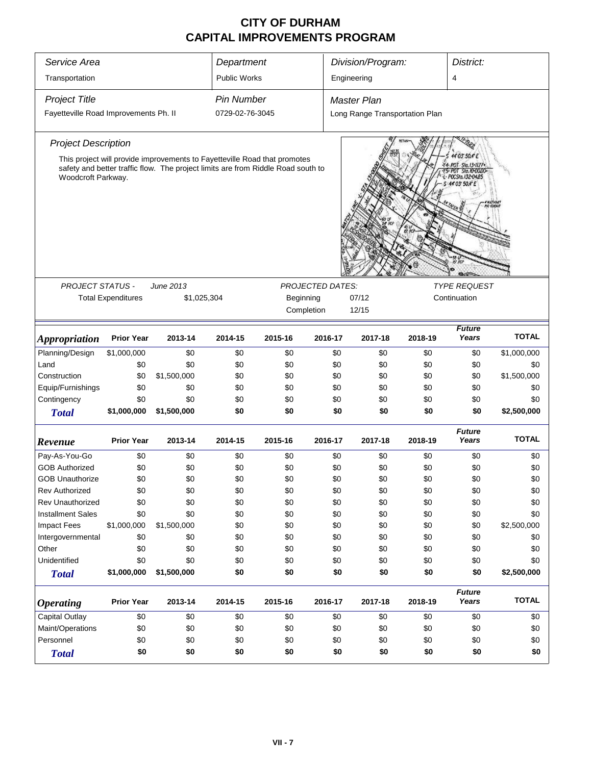# CITY OF DURHAM
# CAPITAL IMPROVEMENTS PROGRAM

| *Service Area* | *Department* | *Division/Program:* | *District:* |
|---|---|---|---|
| Transportation | Public Works | Engineering | 4 |

| *Project Title* | *Pin Number* | *Master Plan* |
|---|---|---|
| Fayetteville Road Improvements Ph. II | 0729-02-76-3045 | Long Range Transportation Plan |

*Project Description*

This project will provide improvements to Fayetteville Road that promotes safety and better traffic flow. The project limits are from Riddle Road south to Woodcroft Parkway.

| *PROJECT STATUS -* | *June 2013* | *PROJECTED DATES:* | | *TYPE REQUEST* |
|---|---|---|---|---|
| Total Expenditures | $1,025,304 | Beginning | 07/12 | Continuation |
| | | Completion | 12/15 | |

| *Appropriation* | Prior Year | 2013-14 | 2014-15 | 2015-16 | 2016-17 | 2017-18 | 2018-19 | *Future Years* | TOTAL |
|---|---|---|---|---|---|---|---|---|---|
| Planning/Design | $1,000,000 | $0 | $0 | $0 | $0 | $0 | $0 | $0 | $1,000,000 |
| Land | $0 | $0 | $0 | $0 | $0 | $0 | $0 | $0 | $0 |
| Construction | $0 | $1,500,000 | $0 | $0 | $0 | $0 | $0 | $0 | $1,500,000 |
| Equip/Furnishings | $0 | $0 | $0 | $0 | $0 | $0 | $0 | $0 | $0 |
| Contingency | $0 | $0 | $0 | $0 | $0 | $0 | $0 | $0 | $0 |
| ***Total*** | **$1,000,000** | **$1,500,000** | **$0** | **$0** | **$0** | **$0** | **$0** | **$0** | **$2,500,000** |

| *Revenue* | Prior Year | 2013-14 | 2014-15 | 2015-16 | 2016-17 | 2017-18 | 2018-19 | *Future Years* | TOTAL |
|---|---|---|---|---|---|---|---|---|---|
| Pay-As-You-Go | $0 | $0 | $0 | $0 | $0 | $0 | $0 | $0 | $0 |
| GOB Authorized | $0 | $0 | $0 | $0 | $0 | $0 | $0 | $0 | $0 |
| GOB Unauthorize | $0 | $0 | $0 | $0 | $0 | $0 | $0 | $0 | $0 |
| Rev Authorized | $0 | $0 | $0 | $0 | $0 | $0 | $0 | $0 | $0 |
| Rev Unauthorized | $0 | $0 | $0 | $0 | $0 | $0 | $0 | $0 | $0 |
| Installment Sales | $0 | $0 | $0 | $0 | $0 | $0 | $0 | $0 | $0 |
| Impact Fees | $1,000,000 | $1,500,000 | $0 | $0 | $0 | $0 | $0 | $0 | $2,500,000 |
| Intergovernmental | $0 | $0 | $0 | $0 | $0 | $0 | $0 | $0 | $0 |
| Other | $0 | $0 | $0 | $0 | $0 | $0 | $0 | $0 | $0 |
| Unidentified | $0 | $0 | $0 | $0 | $0 | $0 | $0 | $0 | $0 |
| ***Total*** | **$1,000,000** | **$1,500,000** | **$0** | **$0** | **$0** | **$0** | **$0** | **$0** | **$2,500,000** |

| *Operating* | Prior Year | 2013-14 | 2014-15 | 2015-16 | 2016-17 | 2017-18 | 2018-19 | *Future Years* | TOTAL |
|---|---|---|---|---|---|---|---|---|---|
| Capital Outlay | $0 | $0 | $0 | $0 | $0 | $0 | $0 | $0 | $0 |
| Maint/Operations | $0 | $0 | $0 | $0 | $0 | $0 | $0 | $0 | $0 |
| Personnel | $0 | $0 | $0 | $0 | $0 | $0 | $0 | $0 | $0 |
| ***Total*** | **$0** | **$0** | **$0** | **$0** | **$0** | **$0** | **$0** | **$0** | **$0** |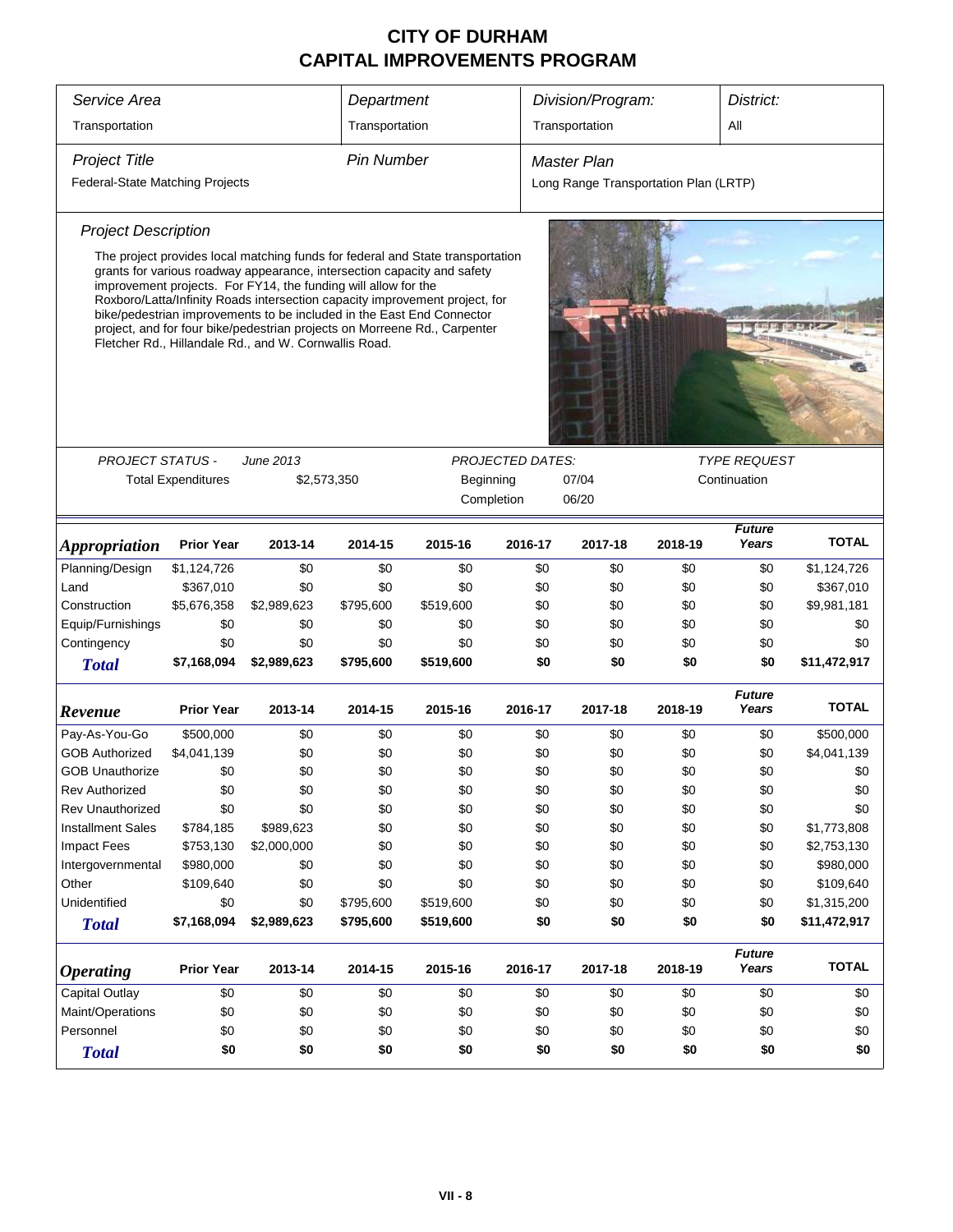# CITY OF DURHAM
# CAPITAL IMPROVEMENTS PROGRAM

| Service Area | Department | Division/Program: | District: |
|---|---|---|---|
| Transportation | Transportation | Transportation | All |

| Project Title | Pin Number | Master Plan |
|---|---|---|
| Federal-State Matching Projects | | Long Range Transportation Plan (LRTP) |

*Project Description*

The project provides local matching funds for federal and State transportation grants for various roadway appearance, intersection capacity and safety improvement projects. For FY14, the funding will allow for the Roxboro/Latta/Infinity Roads intersection capacity improvement project, for bike/pedestrian improvements to be included in the East End Connector project, and for four bike/pedestrian projects on Morreene Rd., Carpenter Fletcher Rd., Hillandale Rd., and W. Cornwallis Road.

*PROJECT STATUS -* *June 2013*

Total Expenditures $2,573,350

*PROJECTED DATES:*

Beginning 07/04

Completion 06/20

*TYPE REQUEST*

Continuation

| *Appropriation* | Prior Year | 2013-14 | 2014-15 | 2015-16 | 2016-17 | 2017-18 | 2018-19 | *Future Years* | TOTAL |
|---|---|---|---|---|---|---|---|---|---|
| Planning/Design | $1,124,726 | $0 | $0 | $0 | $0 | $0 | $0 | $0 | $1,124,726 |
| Land | $367,010 | $0 | $0 | $0 | $0 | $0 | $0 | $0 | $367,010 |
| Construction | $5,676,358 | $2,989,623 | $795,600 | $519,600 | $0 | $0 | $0 | $0 | $9,981,181 |
| Equip/Furnishings | $0 | $0 | $0 | $0 | $0 | $0 | $0 | $0 | $0 |
| Contingency | $0 | $0 | $0 | $0 | $0 | $0 | $0 | $0 | $0 |
| **Total** | **$7,168,094** | **$2,989,623** | **$795,600** | **$519,600** | **$0** | **$0** | **$0** | **$0** | **$11,472,917** |

| *Revenue* | Prior Year | 2013-14 | 2014-15 | 2015-16 | 2016-17 | 2017-18 | 2018-19 | *Future Years* | TOTAL |
|---|---|---|---|---|---|---|---|---|---|
| Pay-As-You-Go | $500,000 | $0 | $0 | $0 | $0 | $0 | $0 | $0 | $500,000 |
| GOB Authorized | $4,041,139 | $0 | $0 | $0 | $0 | $0 | $0 | $0 | $4,041,139 |
| GOB Unauthorize | $0 | $0 | $0 | $0 | $0 | $0 | $0 | $0 | $0 |
| Rev Authorized | $0 | $0 | $0 | $0 | $0 | $0 | $0 | $0 | $0 |
| Rev Unauthorized | $0 | $0 | $0 | $0 | $0 | $0 | $0 | $0 | $0 |
| Installment Sales | $784,185 | $989,623 | $0 | $0 | $0 | $0 | $0 | $0 | $1,773,808 |
| Impact Fees | $753,130 | $2,000,000 | $0 | $0 | $0 | $0 | $0 | $0 | $2,753,130 |
| Intergovernmental | $980,000 | $0 | $0 | $0 | $0 | $0 | $0 | $0 | $980,000 |
| Other | $109,640 | $0 | $0 | $0 | $0 | $0 | $0 | $0 | $109,640 |
| Unidentified | $0 | $0 | $795,600 | $519,600 | $0 | $0 | $0 | $0 | $1,315,200 |
| **Total** | **$7,168,094** | **$2,989,623** | **$795,600** | **$519,600** | **$0** | **$0** | **$0** | **$0** | **$11,472,917** |

| *Operating* | Prior Year | 2013-14 | 2014-15 | 2015-16 | 2016-17 | 2017-18 | 2018-19 | *Future Years* | TOTAL |
|---|---|---|---|---|---|---|---|---|---|
| Capital Outlay | $0 | $0 | $0 | $0 | $0 | $0 | $0 | $0 | $0 |
| Maint/Operations | $0 | $0 | $0 | $0 | $0 | $0 | $0 | $0 | $0 |
| Personnel | $0 | $0 | $0 | $0 | $0 | $0 | $0 | $0 | $0 |
| **Total** | **$0** | **$0** | **$0** | **$0** | **$0** | **$0** | **$0** | **$0** | **$0** |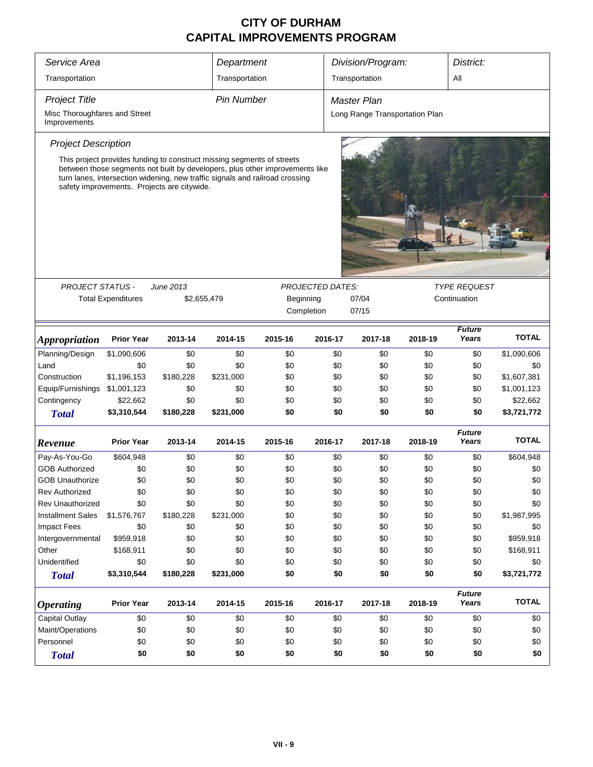# CITY OF DURHAM
# CAPITAL IMPROVEMENTS PROGRAM

| *Service Area* | *Department* | *Division/Program:* | *District:* |
|---|---|---|---|
| Transportation | Transportation | Transportation | All |

| *Project Title* | *Pin Number* | *Master Plan* |
|---|---|---|
| Misc Thoroughfares and Street Improvements | | Long Range Transportation Plan |

*Project Description*

This project provides funding to construct missing segments of streets between those segments not built by developers, plus other improvements like turn lanes, intersection widening, new traffic signals and railroad crossing safety improvements. Projects are citywide.

| *PROJECT STATUS -* | *June 2013* | *PROJECTED DATES:* | | *TYPE REQUEST* |
|---|---|---|---|---|
| Total Expenditures | $2,655,479 | Beginning | 07/04 | Continuation |
| | | Completion | 07/15 | |

| *Appropriation* | Prior Year | 2013-14 | 2014-15 | 2015-16 | 2016-17 | 2017-18 | 2018-19 | *Future Years* | TOTAL |
|---|---|---|---|---|---|---|---|---|---|
| Planning/Design | $1,090,606 | $0 | $0 | $0 | $0 | $0 | $0 | $0 | $1,090,606 |
| Land | $0 | $0 | $0 | $0 | $0 | $0 | $0 | $0 | $0 |
| Construction | $1,196,153 | $180,228 | $231,000 | $0 | $0 | $0 | $0 | $0 | $1,607,381 |
| Equip/Furnishings | $1,001,123 | $0 | $0 | $0 | $0 | $0 | $0 | $0 | $1,001,123 |
| Contingency | $22,662 | $0 | $0 | $0 | $0 | $0 | $0 | $0 | $22,662 |
| **Total** | **$3,310,544** | **$180,228** | **$231,000** | **$0** | **$0** | **$0** | **$0** | **$0** | **$3,721,772** |

| *Revenue* | Prior Year | 2013-14 | 2014-15 | 2015-16 | 2016-17 | 2017-18 | 2018-19 | *Future Years* | TOTAL |
|---|---|---|---|---|---|---|---|---|---|
| Pay-As-You-Go | $604,948 | $0 | $0 | $0 | $0 | $0 | $0 | $0 | $604,948 |
| GOB Authorized | $0 | $0 | $0 | $0 | $0 | $0 | $0 | $0 | $0 |
| GOB Unauthorize | $0 | $0 | $0 | $0 | $0 | $0 | $0 | $0 | $0 |
| Rev Authorized | $0 | $0 | $0 | $0 | $0 | $0 | $0 | $0 | $0 |
| Rev Unauthorized | $0 | $0 | $0 | $0 | $0 | $0 | $0 | $0 | $0 |
| Installment Sales | $1,576,767 | $180,228 | $231,000 | $0 | $0 | $0 | $0 | $0 | $1,987,995 |
| Impact Fees | $0 | $0 | $0 | $0 | $0 | $0 | $0 | $0 | $0 |
| Intergovernmental | $959,918 | $0 | $0 | $0 | $0 | $0 | $0 | $0 | $959,918 |
| Other | $168,911 | $0 | $0 | $0 | $0 | $0 | $0 | $0 | $168,911 |
| Unidentified | $0 | $0 | $0 | $0 | $0 | $0 | $0 | $0 | $0 |
| **Total** | **$3,310,544** | **$180,228** | **$231,000** | **$0** | **$0** | **$0** | **$0** | **$0** | **$3,721,772** |

| *Operating* | Prior Year | 2013-14 | 2014-15 | 2015-16 | 2016-17 | 2017-18 | 2018-19 | *Future Years* | TOTAL |
|---|---|---|---|---|---|---|---|---|---|
| Capital Outlay | $0 | $0 | $0 | $0 | $0 | $0 | $0 | $0 | $0 |
| Maint/Operations | $0 | $0 | $0 | $0 | $0 | $0 | $0 | $0 | $0 |
| Personnel | $0 | $0 | $0 | $0 | $0 | $0 | $0 | $0 | $0 |
| **Total** | **$0** | **$0** | **$0** | **$0** | **$0** | **$0** | **$0** | **$0** | **$0** |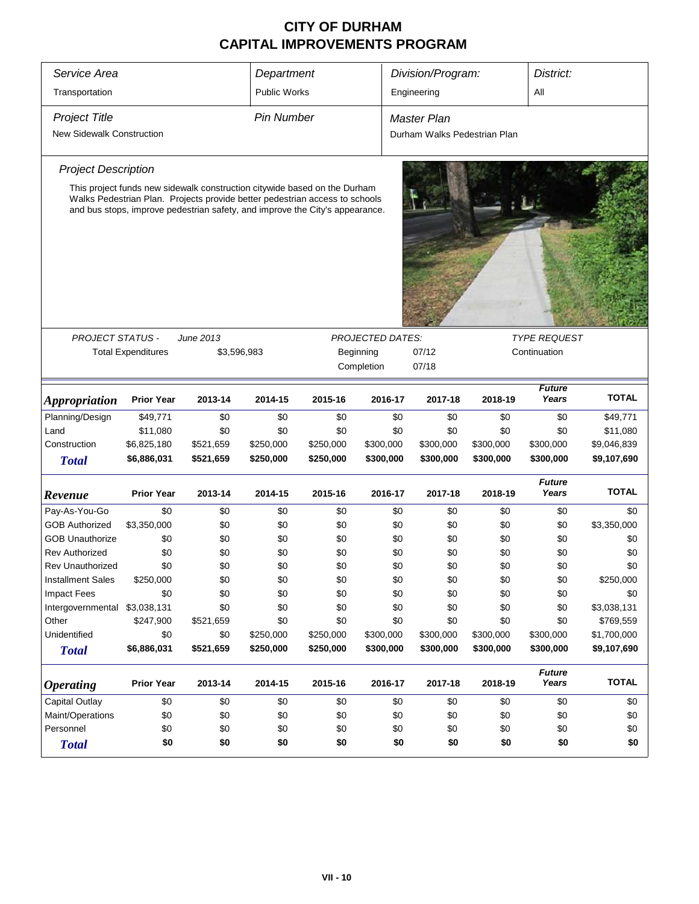# CITY OF DURHAM
# CAPITAL IMPROVEMENTS PROGRAM

| *Service Area* | *Department* | *Division/Program:* | *District:* |
|---|---|---|---|
| Transportation | Public Works | Engineering | All |

| *Project Title* | *Pin Number* | *Master Plan* |
|---|---|---|
| New Sidewalk Construction | | Durham Walks Pedestrian Plan |

*Project Description*

This project funds new sidewalk construction citywide based on the Durham Walks Pedestrian Plan. Projects provide better pedestrian access to schools and bus stops, improve pedestrian safety, and improve the City's appearance.

| *PROJECT STATUS -* | *June 2013* | *PROJECTED DATES:* | | *TYPE REQUEST* |
|---|---|---|---|---|
| Total Expenditures | $3,596,983 | Beginning | 07/12 | Continuation |
| | | Completion | 07/18 | |

| *Appropriation* | Prior Year | 2013-14 | 2014-15 | 2015-16 | 2016-17 | 2017-18 | 2018-19 | *Future Years* | TOTAL |
|---|---|---|---|---|---|---|---|---|---|
| Planning/Design | $49,771 | $0 | $0 | $0 | $0 | $0 | $0 | $0 | $49,771 |
| Land | $11,080 | $0 | $0 | $0 | $0 | $0 | $0 | $0 | $11,080 |
| Construction | $6,825,180 | $521,659 | $250,000 | $250,000 | $300,000 | $300,000 | $300,000 | $300,000 | $9,046,839 |
| ***Total*** | **$6,886,031** | **$521,659** | **$250,000** | **$250,000** | **$300,000** | **$300,000** | **$300,000** | **$300,000** | **$9,107,690** |

| *Revenue* | Prior Year | 2013-14 | 2014-15 | 2015-16 | 2016-17 | 2017-18 | 2018-19 | *Future Years* | TOTAL |
|---|---|---|---|---|---|---|---|---|---|
| Pay-As-You-Go | $0 | $0 | $0 | $0 | $0 | $0 | $0 | $0 | $0 |
| GOB Authorized | $3,350,000 | $0 | $0 | $0 | $0 | $0 | $0 | $0 | $3,350,000 |
| GOB Unauthorize | $0 | $0 | $0 | $0 | $0 | $0 | $0 | $0 | $0 |
| Rev Authorized | $0 | $0 | $0 | $0 | $0 | $0 | $0 | $0 | $0 |
| Rev Unauthorized | $0 | $0 | $0 | $0 | $0 | $0 | $0 | $0 | $0 |
| Installment Sales | $250,000 | $0 | $0 | $0 | $0 | $0 | $0 | $0 | $250,000 |
| Impact Fees | $0 | $0 | $0 | $0 | $0 | $0 | $0 | $0 | $0 |
| Intergovernmental | $3,038,131 | $0 | $0 | $0 | $0 | $0 | $0 | $0 | $3,038,131 |
| Other | $247,900 | $521,659 | $0 | $0 | $0 | $0 | $0 | $0 | $769,559 |
| Unidentified | $0 | $0 | $250,000 | $250,000 | $300,000 | $300,000 | $300,000 | $300,000 | $1,700,000 |
| ***Total*** | **$6,886,031** | **$521,659** | **$250,000** | **$250,000** | **$300,000** | **$300,000** | **$300,000** | **$300,000** | **$9,107,690** |

| *Operating* | Prior Year | 2013-14 | 2014-15 | 2015-16 | 2016-17 | 2017-18 | 2018-19 | *Future Years* | TOTAL |
|---|---|---|---|---|---|---|---|---|---|
| Capital Outlay | $0 | $0 | $0 | $0 | $0 | $0 | $0 | $0 | $0 |
| Maint/Operations | $0 | $0 | $0 | $0 | $0 | $0 | $0 | $0 | $0 |
| Personnel | $0 | $0 | $0 | $0 | $0 | $0 | $0 | $0 | $0 |
| ***Total*** | **$0** | **$0** | **$0** | **$0** | **$0** | **$0** | **$0** | **$0** | **$0** |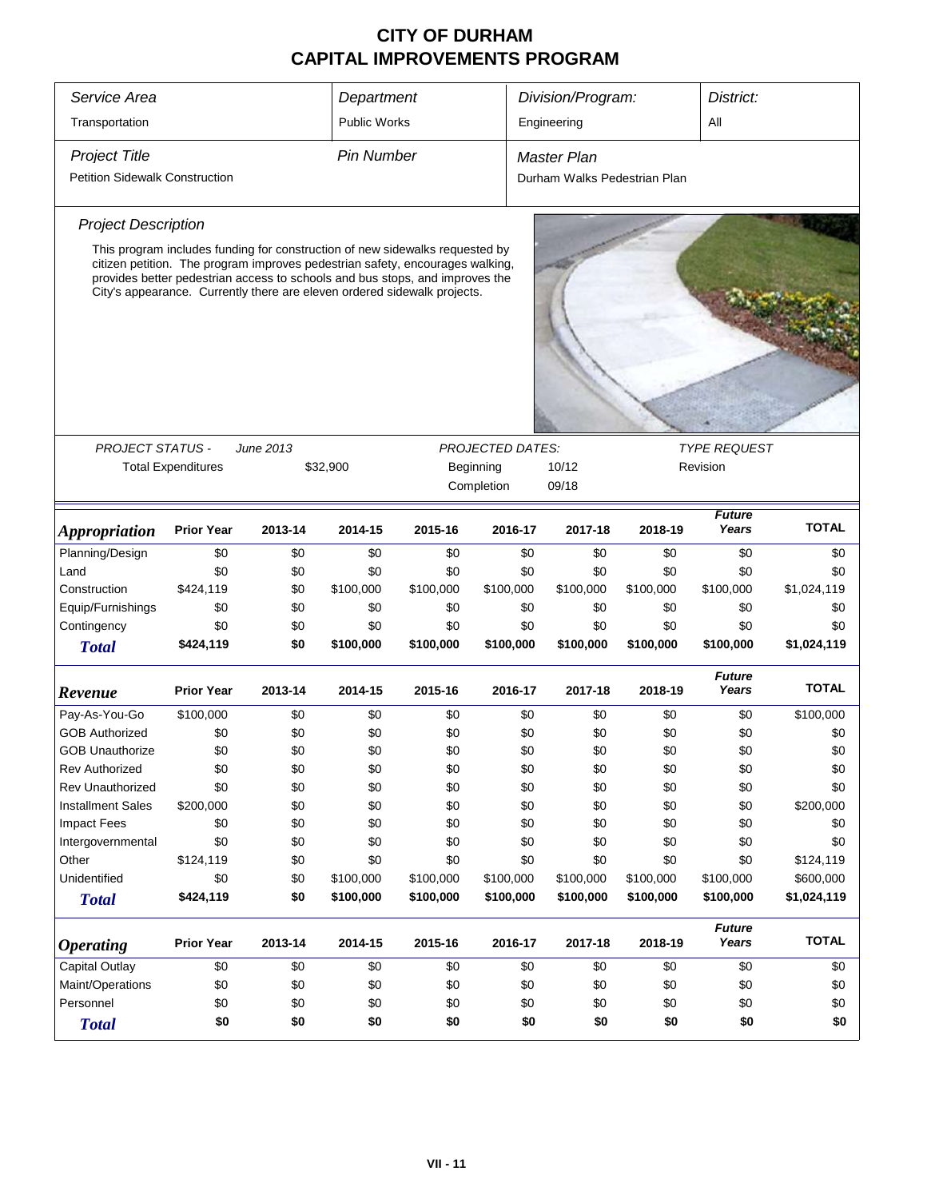# CITY OF DURHAM
# CAPITAL IMPROVEMENTS PROGRAM

| Service Area | Department | Division/Program: | District: |
|---|---|---|---|
| Transportation | Public Works | Engineering | All |

| Project Title | Pin Number | Master Plan |
|---|---|---|
| Petition Sidewalk Construction | | Durham Walks Pedestrian Plan |

*Project Description*

This program includes funding for construction of new sidewalks requested by citizen petition. The program improves pedestrian safety, encourages walking, provides better pedestrian access to schools and bus stops, and improves the City's appearance. Currently there are eleven ordered sidewalk projects.

| PROJECT STATUS - | June 2013 | PROJECTED DATES: | | TYPE REQUEST |
|---|---|---|---|---|
| Total Expenditures | $32,900 | Beginning | 10/12 | Revision |
| | | Completion | 09/18 | |

| *Appropriation* | Prior Year | 2013-14 | 2014-15 | 2015-16 | 2016-17 | 2017-18 | 2018-19 | Future Years | TOTAL |
|---|---|---|---|---|---|---|---|---|---|
| Planning/Design | $0 | $0 | $0 | $0 | $0 | $0 | $0 | $0 | $0 |
| Land | $0 | $0 | $0 | $0 | $0 | $0 | $0 | $0 | $0 |
| Construction | $424,119 | $0 | $100,000 | $100,000 | $100,000 | $100,000 | $100,000 | $100,000 | $1,024,119 |
| Equip/Furnishings | $0 | $0 | $0 | $0 | $0 | $0 | $0 | $0 | $0 |
| Contingency | $0 | $0 | $0 | $0 | $0 | $0 | $0 | $0 | $0 |
| **Total** | **$424,119** | **$0** | **$100,000** | **$100,000** | **$100,000** | **$100,000** | **$100,000** | **$100,000** | **$1,024,119** |

| *Revenue* | Prior Year | 2013-14 | 2014-15 | 2015-16 | 2016-17 | 2017-18 | 2018-19 | Future Years | TOTAL |
|---|---|---|---|---|---|---|---|---|---|
| Pay-As-You-Go | $100,000 | $0 | $0 | $0 | $0 | $0 | $0 | $0 | $100,000 |
| GOB Authorized | $0 | $0 | $0 | $0 | $0 | $0 | $0 | $0 | $0 |
| GOB Unauthorize | $0 | $0 | $0 | $0 | $0 | $0 | $0 | $0 | $0 |
| Rev Authorized | $0 | $0 | $0 | $0 | $0 | $0 | $0 | $0 | $0 |
| Rev Unauthorized | $0 | $0 | $0 | $0 | $0 | $0 | $0 | $0 | $0 |
| Installment Sales | $200,000 | $0 | $0 | $0 | $0 | $0 | $0 | $0 | $200,000 |
| Impact Fees | $0 | $0 | $0 | $0 | $0 | $0 | $0 | $0 | $0 |
| Intergovernmental | $0 | $0 | $0 | $0 | $0 | $0 | $0 | $0 | $0 |
| Other | $124,119 | $0 | $0 | $0 | $0 | $0 | $0 | $0 | $124,119 |
| Unidentified | $0 | $0 | $100,000 | $100,000 | $100,000 | $100,000 | $100,000 | $100,000 | $600,000 |
| **Total** | **$424,119** | **$0** | **$100,000** | **$100,000** | **$100,000** | **$100,000** | **$100,000** | **$100,000** | **$1,024,119** |

| *Operating* | Prior Year | 2013-14 | 2014-15 | 2015-16 | 2016-17 | 2017-18 | 2018-19 | Future Years | TOTAL |
|---|---|---|---|---|---|---|---|---|---|
| Capital Outlay | $0 | $0 | $0 | $0 | $0 | $0 | $0 | $0 | $0 |
| Maint/Operations | $0 | $0 | $0 | $0 | $0 | $0 | $0 | $0 | $0 |
| Personnel | $0 | $0 | $0 | $0 | $0 | $0 | $0 | $0 | $0 |
| **Total** | **$0** | **$0** | **$0** | **$0** | **$0** | **$0** | **$0** | **$0** | **$0** |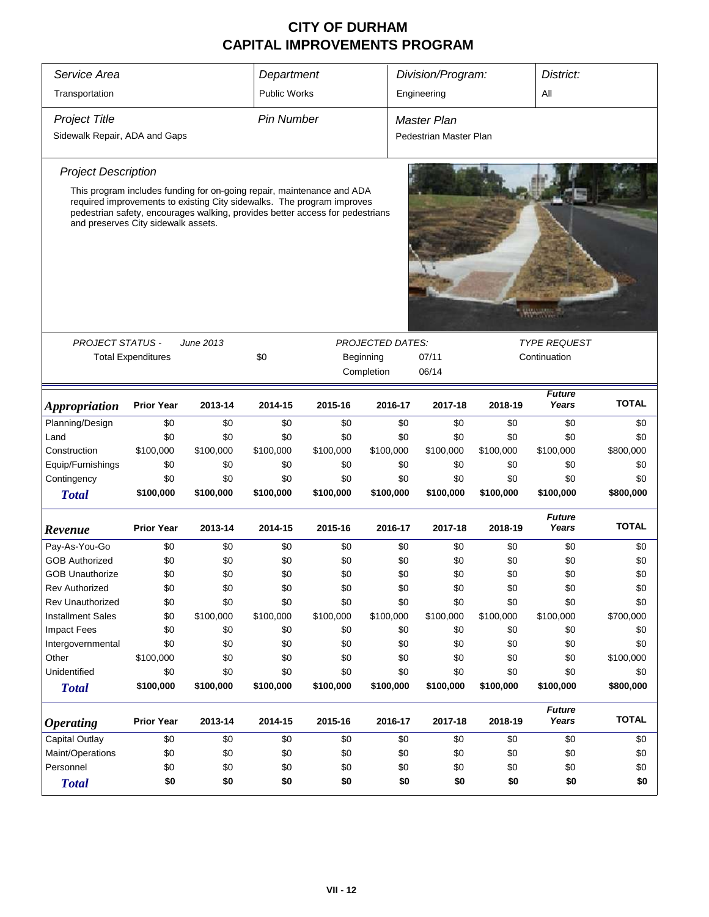# CITY OF DURHAM
# CAPITAL IMPROVEMENTS PROGRAM

| *Service Area* | *Department* | *Division/Program:* | *District:* |
|---|---|---|---|
| Transportation | Public Works | Engineering | All |

| *Project Title* | *Pin Number* | *Master Plan* |
|---|---|---|
| Sidewalk Repair, ADA and Gaps | | Pedestrian Master Plan |

*Project Description*

This program includes funding for on-going repair, maintenance and ADA required improvements to existing City sidewalks. The program improves pedestrian safety, encourages walking, provides better access for pedestrians and preserves City sidewalk assets.

| *PROJECT STATUS -* | *June 2013* | *PROJECTED DATES:* | | *TYPE REQUEST* |
|---|---|---|---|---|
| Total Expenditures | $0 | Beginning | 07/11 | Continuation |
| | | Completion | 06/14 | |

| *Appropriation* | Prior Year | 2013-14 | 2014-15 | 2015-16 | 2016-17 | 2017-18 | 2018-19 | Future Years | TOTAL |
|---|---|---|---|---|---|---|---|---|---|
| Planning/Design | $0 | $0 | $0 | $0 | $0 | $0 | $0 | $0 | $0 |
| Land | $0 | $0 | $0 | $0 | $0 | $0 | $0 | $0 | $0 |
| Construction | $100,000 | $100,000 | $100,000 | $100,000 | $100,000 | $100,000 | $100,000 | $100,000 | $800,000 |
| Equip/Furnishings | $0 | $0 | $0 | $0 | $0 | $0 | $0 | $0 | $0 |
| Contingency | $0 | $0 | $0 | $0 | $0 | $0 | $0 | $0 | $0 |
| **Total** | **$100,000** | **$100,000** | **$100,000** | **$100,000** | **$100,000** | **$100,000** | **$100,000** | **$100,000** | **$800,000** |

| *Revenue* | Prior Year | 2013-14 | 2014-15 | 2015-16 | 2016-17 | 2017-18 | 2018-19 | Future Years | TOTAL |
|---|---|---|---|---|---|---|---|---|---|
| Pay-As-You-Go | $0 | $0 | $0 | $0 | $0 | $0 | $0 | $0 | $0 |
| GOB Authorized | $0 | $0 | $0 | $0 | $0 | $0 | $0 | $0 | $0 |
| GOB Unauthorize | $0 | $0 | $0 | $0 | $0 | $0 | $0 | $0 | $0 |
| Rev Authorized | $0 | $0 | $0 | $0 | $0 | $0 | $0 | $0 | $0 |
| Rev Unauthorized | $0 | $0 | $0 | $0 | $0 | $0 | $0 | $0 | $0 |
| Installment Sales | $0 | $100,000 | $100,000 | $100,000 | $100,000 | $100,000 | $100,000 | $100,000 | $700,000 |
| Impact Fees | $0 | $0 | $0 | $0 | $0 | $0 | $0 | $0 | $0 |
| Intergovernmental | $0 | $0 | $0 | $0 | $0 | $0 | $0 | $0 | $0 |
| Other | $100,000 | $0 | $0 | $0 | $0 | $0 | $0 | $0 | $100,000 |
| Unidentified | $0 | $0 | $0 | $0 | $0 | $0 | $0 | $0 | $0 |
| **Total** | **$100,000** | **$100,000** | **$100,000** | **$100,000** | **$100,000** | **$100,000** | **$100,000** | **$100,000** | **$800,000** |

| *Operating* | Prior Year | 2013-14 | 2014-15 | 2015-16 | 2016-17 | 2017-18 | 2018-19 | Future Years | TOTAL |
|---|---|---|---|---|---|---|---|---|---|
| Capital Outlay | $0 | $0 | $0 | $0 | $0 | $0 | $0 | $0 | $0 |
| Maint/Operations | $0 | $0 | $0 | $0 | $0 | $0 | $0 | $0 | $0 |
| Personnel | $0 | $0 | $0 | $0 | $0 | $0 | $0 | $0 | $0 |
| **Total** | **$0** | **$0** | **$0** | **$0** | **$0** | **$0** | **$0** | **$0** | **$0** |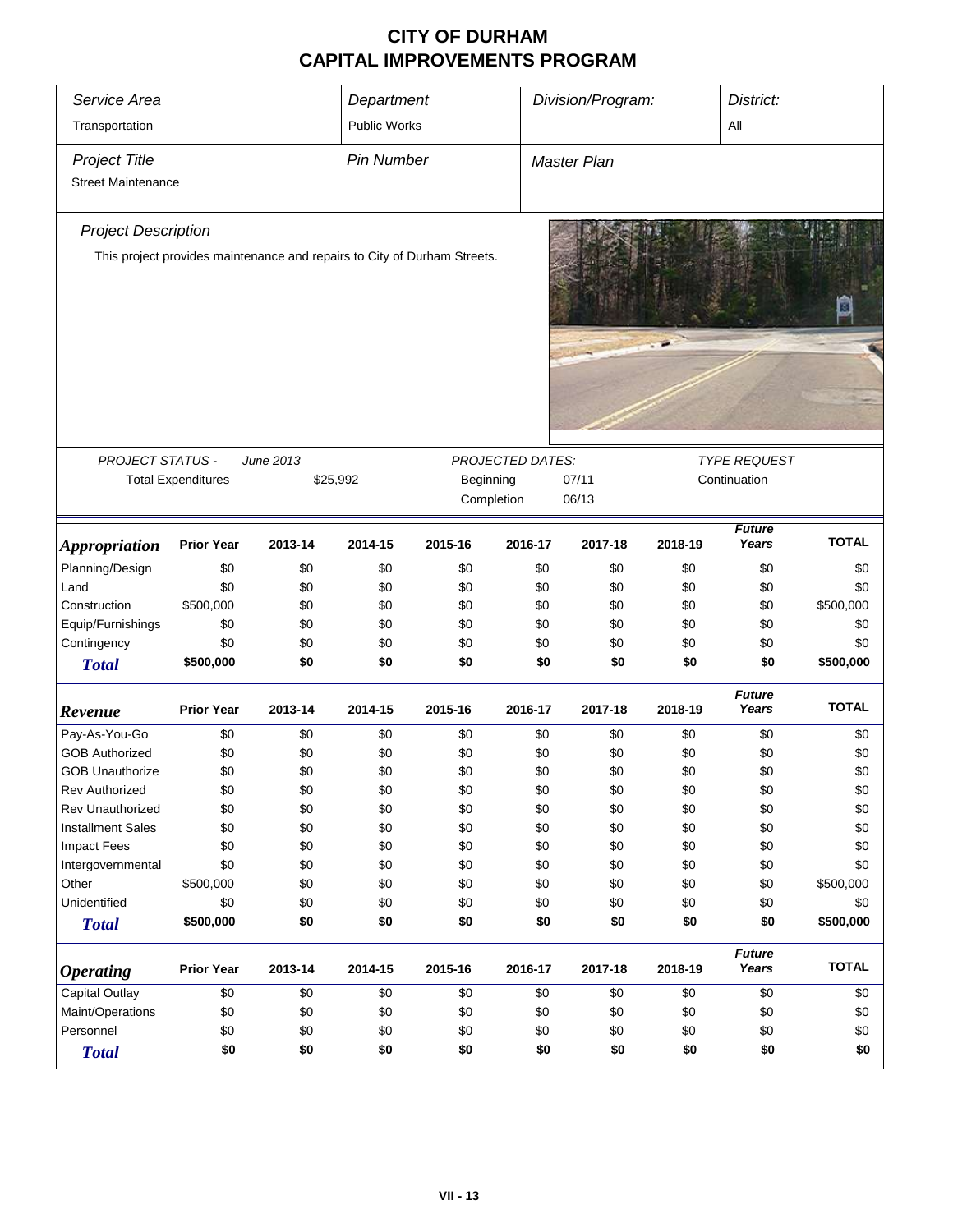# CITY OF DURHAM
# CAPITAL IMPROVEMENTS PROGRAM

| *Service Area* | *Department* | *Division/Program:* | *District:* |
|---|---|---|---|
| Transportation | Public Works | | All |

| *Project Title* | *Pin Number* | *Master Plan* |
|---|---|---|
| Street Maintenance | | |

*Project Description*

This project provides maintenance and repairs to City of Durham Streets.

| *PROJECT STATUS -* | *June 2013* | *PROJECTED DATES:* | | *TYPE REQUEST* |
|---|---|---|---|---|
| Total Expenditures | $25,992 | Beginning | 07/11 | Continuation |
| | | Completion | 06/13 | |

| ***Appropriation*** | **Prior Year** | **2013-14** | **2014-15** | **2015-16** | **2016-17** | **2017-18** | **2018-19** | ***Future Years*** | **TOTAL** |
|---|---|---|---|---|---|---|---|---|---|
| Planning/Design | $0 | $0 | $0 | $0 | $0 | $0 | $0 | $0 | $0 |
| Land | $0 | $0 | $0 | $0 | $0 | $0 | $0 | $0 | $0 |
| Construction | $500,000 | $0 | $0 | $0 | $0 | $0 | $0 | $0 | $500,000 |
| Equip/Furnishings | $0 | $0 | $0 | $0 | $0 | $0 | $0 | $0 | $0 |
| Contingency | $0 | $0 | $0 | $0 | $0 | $0 | $0 | $0 | $0 |
| ***Total*** | **$500,000** | **$0** | **$0** | **$0** | **$0** | **$0** | **$0** | **$0** | **$500,000** |

| ***Revenue*** | **Prior Year** | **2013-14** | **2014-15** | **2015-16** | **2016-17** | **2017-18** | **2018-19** | ***Future Years*** | **TOTAL** |
|---|---|---|---|---|---|---|---|---|---|
| Pay-As-You-Go | $0 | $0 | $0 | $0 | $0 | $0 | $0 | $0 | $0 |
| GOB Authorized | $0 | $0 | $0 | $0 | $0 | $0 | $0 | $0 | $0 |
| GOB Unauthorize | $0 | $0 | $0 | $0 | $0 | $0 | $0 | $0 | $0 |
| Rev Authorized | $0 | $0 | $0 | $0 | $0 | $0 | $0 | $0 | $0 |
| Rev Unauthorized | $0 | $0 | $0 | $0 | $0 | $0 | $0 | $0 | $0 |
| Installment Sales | $0 | $0 | $0 | $0 | $0 | $0 | $0 | $0 | $0 |
| Impact Fees | $0 | $0 | $0 | $0 | $0 | $0 | $0 | $0 | $0 |
| Intergovernmental | $0 | $0 | $0 | $0 | $0 | $0 | $0 | $0 | $0 |
| Other | $500,000 | $0 | $0 | $0 | $0 | $0 | $0 | $0 | $500,000 |
| Unidentified | $0 | $0 | $0 | $0 | $0 | $0 | $0 | $0 | $0 |
| ***Total*** | **$500,000** | **$0** | **$0** | **$0** | **$0** | **$0** | **$0** | **$0** | **$500,000** |

| ***Operating*** | **Prior Year** | **2013-14** | **2014-15** | **2015-16** | **2016-17** | **2017-18** | **2018-19** | ***Future Years*** | **TOTAL** |
|---|---|---|---|---|---|---|---|---|---|
| Capital Outlay | $0 | $0 | $0 | $0 | $0 | $0 | $0 | $0 | $0 |
| Maint/Operations | $0 | $0 | $0 | $0 | $0 | $0 | $0 | $0 | $0 |
| Personnel | $0 | $0 | $0 | $0 | $0 | $0 | $0 | $0 | $0 |
| ***Total*** | **$0** | **$0** | **$0** | **$0** | **$0** | **$0** | **$0** | **$0** | **$0** |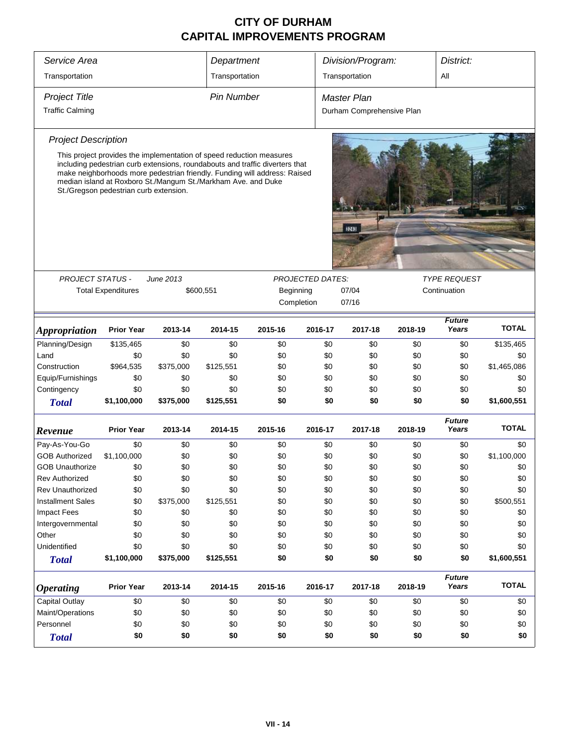# CITY OF DURHAM
# CAPITAL IMPROVEMENTS PROGRAM

| Service Area | Department | Division/Program: | District: |
|---|---|---|---|
| Transportation | Transportation | Transportation | All |

| Project Title | Pin Number | Master Plan |
|---|---|---|
| Traffic Calming | | Durham Comprehensive Plan |

*Project Description*

This project provides the implementation of speed reduction measures including pedestrian curb extensions, roundabouts and traffic diverters that make neighborhoods more pedestrian friendly. Funding will address: Raised median island at Roxboro St./Mangum St./Markham Ave. and Duke St./Gregson pedestrian curb extension.

| PROJECT STATUS - June 2013 | | PROJECTED DATES: | | TYPE REQUEST |
|---|---|---|---|---|
| Total Expenditures | $600,551 | Beginning | 07/04 | Continuation |
| | | Completion | 07/16 | |

| Appropriation | Prior Year | 2013-14 | 2014-15 | 2015-16 | 2016-17 | 2017-18 | 2018-19 | Future Years | TOTAL |
|---|---|---|---|---|---|---|---|---|---|
| Planning/Design | $135,465 | $0 | $0 | $0 | $0 | $0 | $0 | $0 | $135,465 |
| Land | $0 | $0 | $0 | $0 | $0 | $0 | $0 | $0 | $0 |
| Construction | $964,535 | $375,000 | $125,551 | $0 | $0 | $0 | $0 | $0 | $1,465,086 |
| Equip/Furnishings | $0 | $0 | $0 | $0 | $0 | $0 | $0 | $0 | $0 |
| Contingency | $0 | $0 | $0 | $0 | $0 | $0 | $0 | $0 | $0 |
| **Total** | **$1,100,000** | **$375,000** | **$125,551** | **$0** | **$0** | **$0** | **$0** | **$0** | **$1,600,551** |

| Revenue | Prior Year | 2013-14 | 2014-15 | 2015-16 | 2016-17 | 2017-18 | 2018-19 | Future Years | TOTAL |
|---|---|---|---|---|---|---|---|---|---|
| Pay-As-You-Go | $0 | $0 | $0 | $0 | $0 | $0 | $0 | $0 | $0 |
| GOB Authorized | $1,100,000 | $0 | $0 | $0 | $0 | $0 | $0 | $0 | $1,100,000 |
| GOB Unauthorize | $0 | $0 | $0 | $0 | $0 | $0 | $0 | $0 | $0 |
| Rev Authorized | $0 | $0 | $0 | $0 | $0 | $0 | $0 | $0 | $0 |
| Rev Unauthorized | $0 | $0 | $0 | $0 | $0 | $0 | $0 | $0 | $0 |
| Installment Sales | $0 | $375,000 | $125,551 | $0 | $0 | $0 | $0 | $0 | $500,551 |
| Impact Fees | $0 | $0 | $0 | $0 | $0 | $0 | $0 | $0 | $0 |
| Intergovernmental | $0 | $0 | $0 | $0 | $0 | $0 | $0 | $0 | $0 |
| Other | $0 | $0 | $0 | $0 | $0 | $0 | $0 | $0 | $0 |
| Unidentified | $0 | $0 | $0 | $0 | $0 | $0 | $0 | $0 | $0 |
| **Total** | **$1,100,000** | **$375,000** | **$125,551** | **$0** | **$0** | **$0** | **$0** | **$0** | **$1,600,551** |

| Operating | Prior Year | 2013-14 | 2014-15 | 2015-16 | 2016-17 | 2017-18 | 2018-19 | Future Years | TOTAL |
|---|---|---|---|---|---|---|---|---|---|
| Capital Outlay | $0 | $0 | $0 | $0 | $0 | $0 | $0 | $0 | $0 |
| Maint/Operations | $0 | $0 | $0 | $0 | $0 | $0 | $0 | $0 | $0 |
| Personnel | $0 | $0 | $0 | $0 | $0 | $0 | $0 | $0 | $0 |
| **Total** | **$0** | **$0** | **$0** | **$0** | **$0** | **$0** | **$0** | **$0** | **$0** |